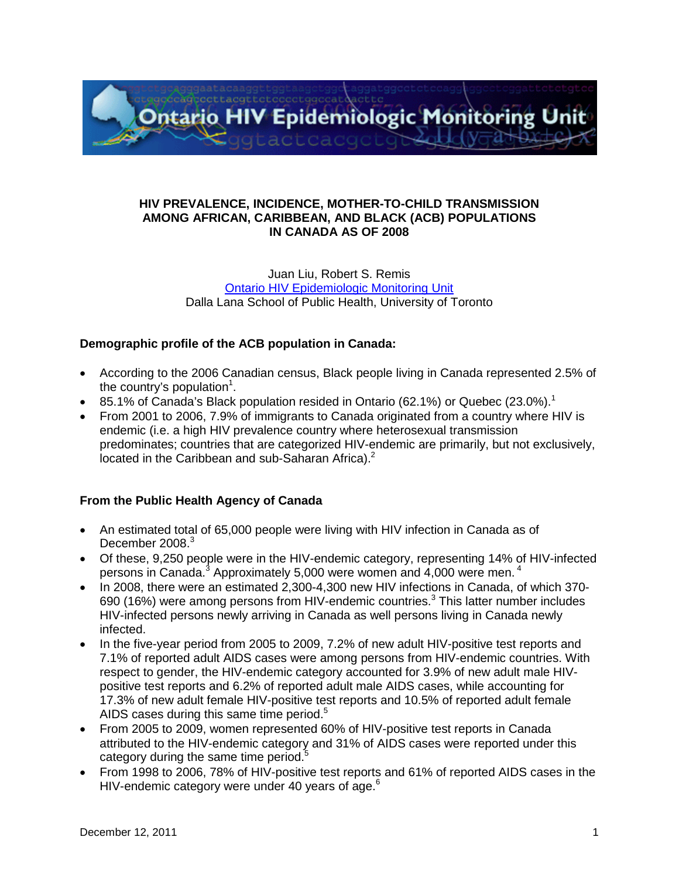# HIV PREVALENCE, INCIDENCE, MOTHER-TO-CHILD TRANSMISSION AMONG AFRICAN, CARIBBEAN, AND BLACK (ACB) POPULATIONS IN CANADA AS OF 2008

Juan Liu, Robert S. Remis
Ontario HIV Epidemiologic Monitoring Unit
Dalla Lana School of Public Health, University of Toronto

**Demographic profile of the ACB population in Canada:**

- According to the 2006 Canadian census, Black people living in Canada represented 2.5% of the country's population[1].
- 85.1% of Canada's Black population resided in Ontario (62.1%) or Quebec (23.0%).[1]
- From 2001 to 2006, 7.9% of immigrants to Canada originated from a country where HIV is endemic (i.e. a high HIV prevalence country where heterosexual transmission predominates; countries that are categorized HIV-endemic are primarily, but not exclusively, located in the Caribbean and sub-Saharan Africa).[2]

**From the Public Health Agency of Canada**

- An estimated total of 65,000 people were living with HIV infection in Canada as of December 2008.[3]
- Of these, 9,250 people were in the HIV-endemic category, representing 14% of HIV-infected persons in Canada.[3] Approximately 5,000 were women and 4,000 were men.[4]
- In 2008, there were an estimated 2,300-4,300 new HIV infections in Canada, of which 370-690 (16%) were among persons from HIV-endemic countries.[3] This latter number includes HIV-infected persons newly arriving in Canada as well persons living in Canada newly infected.
- In the five-year period from 2005 to 2009, 7.2% of new adult HIV-positive test reports and 7.1% of reported adult AIDS cases were among persons from HIV-endemic countries. With respect to gender, the HIV-endemic category accounted for 3.9% of new adult male HIV-positive test reports and 6.2% of reported adult male AIDS cases, while accounting for 17.3% of new adult female HIV-positive test reports and 10.5% of reported adult female AIDS cases during this same time period.[5]
- From 2005 to 2009, women represented 60% of HIV-positive test reports in Canada attributed to the HIV-endemic category and 31% of AIDS cases were reported under this category during the same time period.[5]
- From 1998 to 2006, 78% of HIV-positive test reports and 61% of reported AIDS cases in the HIV-endemic category were under 40 years of age.[6]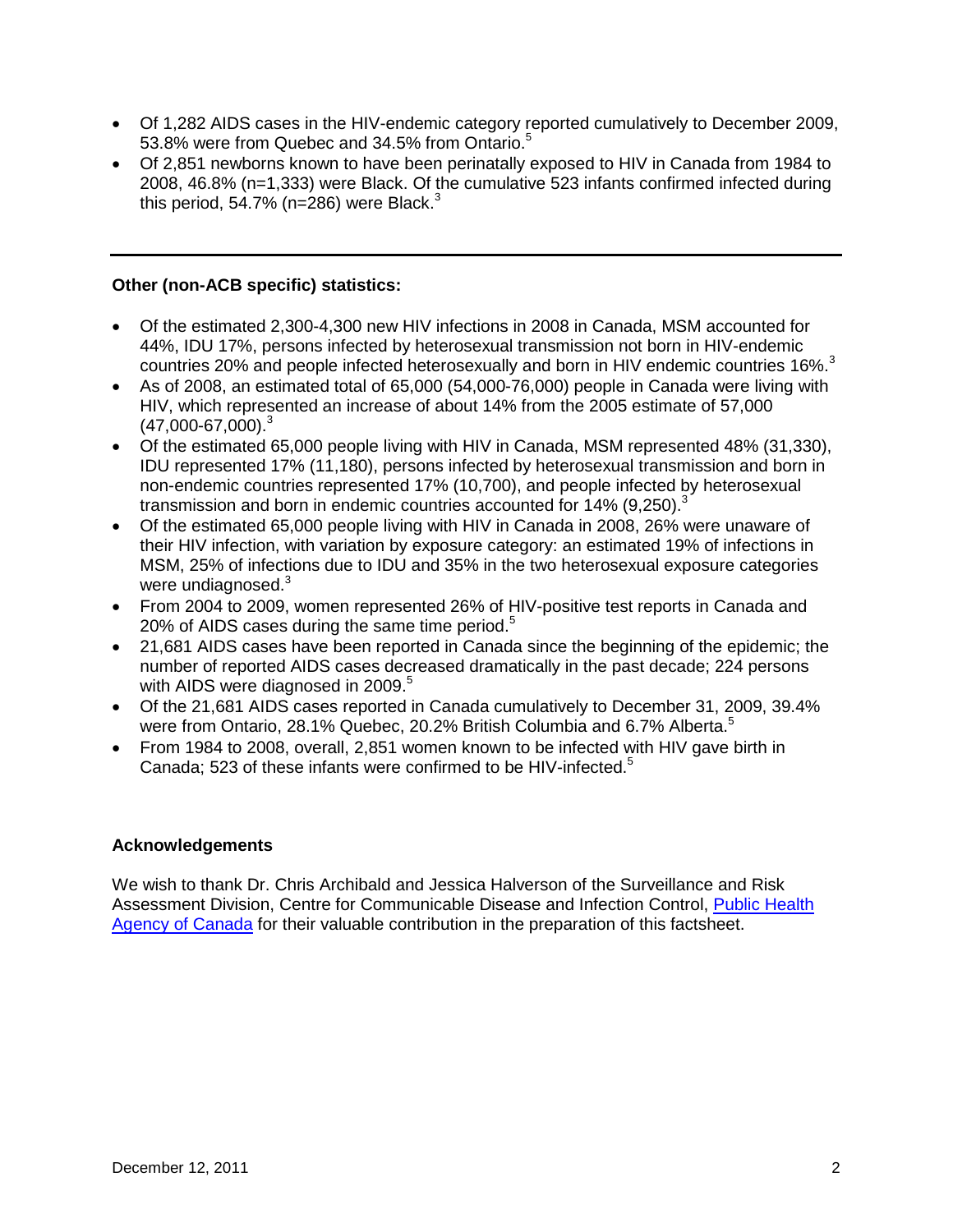- Of 1,282 AIDS cases in the HIV-endemic category reported cumulatively to December 2009, 53.8% were from Quebec and 34.5% from Ontario.[5]
- Of 2,851 newborns known to have been perinatally exposed to HIV in Canada from 1984 to 2008, 46.8% (n=1,333) were Black. Of the cumulative 523 infants confirmed infected during this period, 54.7% (n=286) were Black.[3]

---

**Other (non-ACB specific) statistics:**

- Of the estimated 2,300-4,300 new HIV infections in 2008 in Canada, MSM accounted for 44%, IDU 17%, persons infected by heterosexual transmission not born in HIV-endemic countries 20% and people infected heterosexually and born in HIV endemic countries 16%.[3]
- As of 2008, an estimated total of 65,000 (54,000-76,000) people in Canada were living with HIV, which represented an increase of about 14% from the 2005 estimate of 57,000 (47,000-67,000).[3]
- Of the estimated 65,000 people living with HIV in Canada, MSM represented 48% (31,330), IDU represented 17% (11,180), persons infected by heterosexual transmission and born in non-endemic countries represented 17% (10,700), and people infected by heterosexual transmission and born in endemic countries accounted for 14% (9,250).[3]
- Of the estimated 65,000 people living with HIV in Canada in 2008, 26% were unaware of their HIV infection, with variation by exposure category: an estimated 19% of infections in MSM, 25% of infections due to IDU and 35% in the two heterosexual exposure categories were undiagnosed.[3]
- From 2004 to 2009, women represented 26% of HIV-positive test reports in Canada and 20% of AIDS cases during the same time period.[5]
- 21,681 AIDS cases have been reported in Canada since the beginning of the epidemic; the number of reported AIDS cases decreased dramatically in the past decade; 224 persons with AIDS were diagnosed in 2009.[5]
- Of the 21,681 AIDS cases reported in Canada cumulatively to December 31, 2009, 39.4% were from Ontario, 28.1% Quebec, 20.2% British Columbia and 6.7% Alberta.[5]
- From 1984 to 2008, overall, 2,851 women known to be infected with HIV gave birth in Canada; 523 of these infants were confirmed to be HIV-infected.[5]

**Acknowledgements**

We wish to thank Dr. Chris Archibald and Jessica Halverson of the Surveillance and Risk Assessment Division, Centre for Communicable Disease and Infection Control, Public Health Agency of Canada for their valuable contribution in the preparation of this factsheet.

December 12, 2011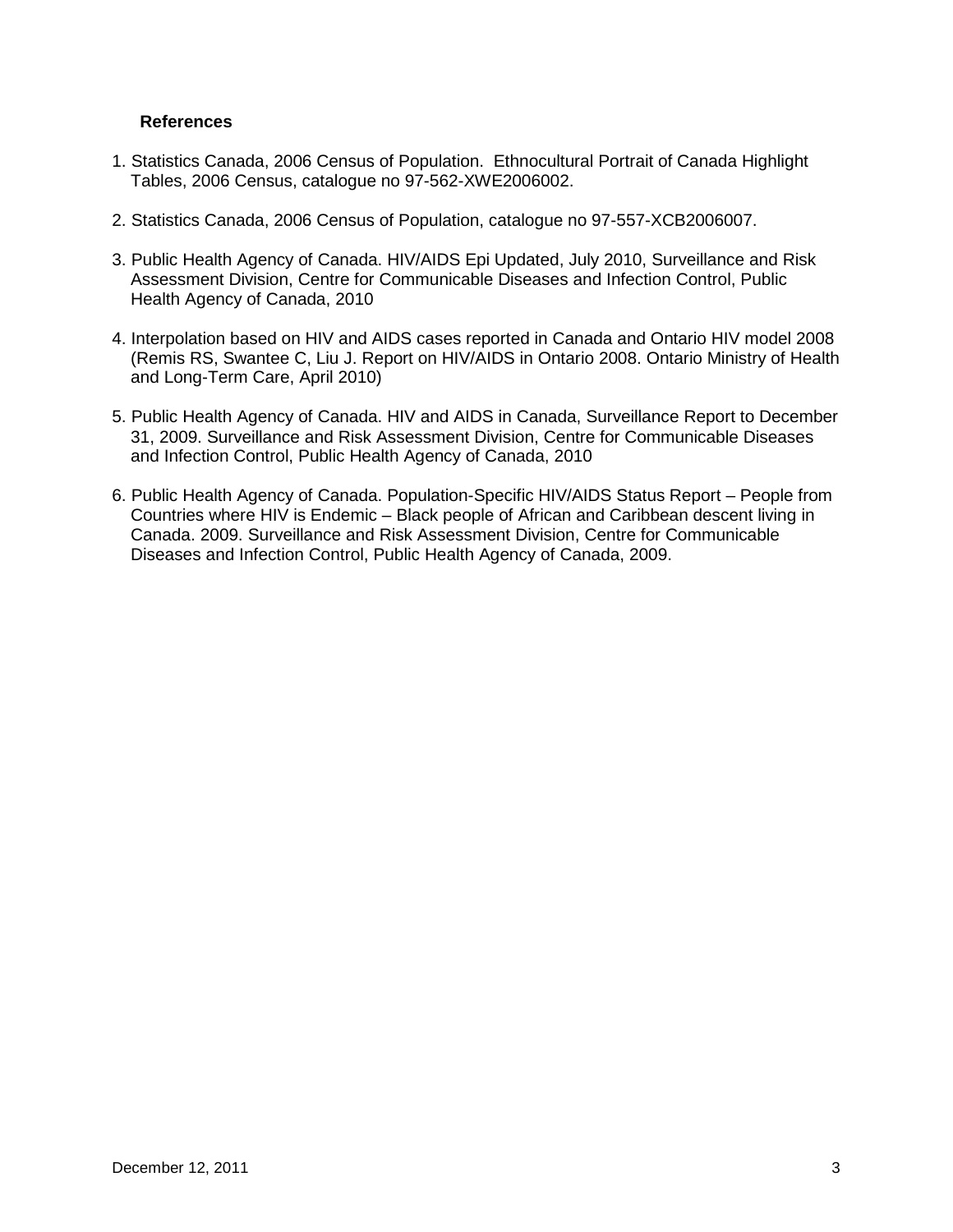## References

1. Statistics Canada, 2006 Census of Population. Ethnocultural Portrait of Canada Highlight Tables, 2006 Census, catalogue no 97-562-XWE2006002.

2. Statistics Canada, 2006 Census of Population, catalogue no 97-557-XCB2006007.

3. Public Health Agency of Canada. HIV/AIDS Epi Updated, July 2010, Surveillance and Risk Assessment Division, Centre for Communicable Diseases and Infection Control, Public Health Agency of Canada, 2010

4. Interpolation based on HIV and AIDS cases reported in Canada and Ontario HIV model 2008 (Remis RS, Swantee C, Liu J. Report on HIV/AIDS in Ontario 2008. Ontario Ministry of Health and Long-Term Care, April 2010)

5. Public Health Agency of Canada. HIV and AIDS in Canada, Surveillance Report to December 31, 2009. Surveillance and Risk Assessment Division, Centre for Communicable Diseases and Infection Control, Public Health Agency of Canada, 2010

6. Public Health Agency of Canada. Population-Specific HIV/AIDS Status Report – People from Countries where HIV is Endemic – Black people of African and Caribbean descent living in Canada. 2009. Surveillance and Risk Assessment Division, Centre for Communicable Diseases and Infection Control, Public Health Agency of Canada, 2009.